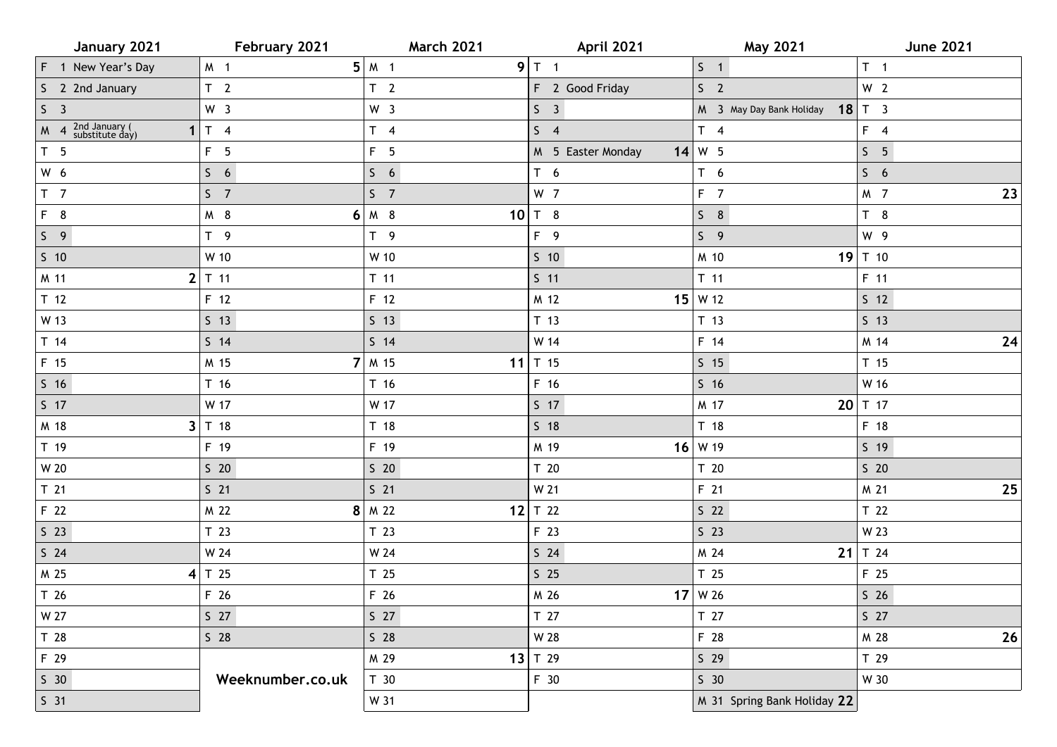| January 2021 | | February 2021 | | March 2021 | | April 2021 | | May 2021 | | June 2021 | |
|---|---|---|---|---|---|---|---|---|---|---|---|
| F 1 New Year's Day | | M 1 | 5 | M 1 | 9 | T 1 | | S 1 | | T 1 | |
| S 2 2nd January | | T 2 | | T 2 | | F 2 Good Friday | | S 2 | | W 2 | |
| S 3 | | W 3 | | W 3 | | S 3 | | M 3 May Day Bank Holiday | 18 | T 3 | |
| M 4 2nd January (substitute day) | 1 | T 4 | | T 4 | | S 4 | | T 4 | | F 4 | |
| T 5 | | F 5 | | F 5 | | M 5 Easter Monday | 14 | W 5 | | S 5 | |
| W 6 | | S 6 | | S 6 | | T 6 | | T 6 | | S 6 | |
| T 7 | | S 7 | | S 7 | | W 7 | | F 7 | | M 7 | 23 |
| F 8 | | M 8 | 6 | M 8 | 10 | T 8 | | S 8 | | T 8 | |
| S 9 | | T 9 | | T 9 | | F 9 | | S 9 | | W 9 | |
| S 10 | | W 10 | | W 10 | | S 10 | | M 10 | 19 | T 10 | |
| M 11 | 2 | T 11 | | T 11 | | S 11 | | T 11 | | F 11 | |
| T 12 | | F 12 | | F 12 | | M 12 | 15 | W 12 | | S 12 | |
| W 13 | | S 13 | | S 13 | | T 13 | | T 13 | | S 13 | |
| T 14 | | S 14 | | S 14 | | W 14 | | F 14 | | M 14 | 24 |
| F 15 | | M 15 | 7 | M 15 | 11 | T 15 | | S 15 | | T 15 | |
| S 16 | | T 16 | | T 16 | | F 16 | | S 16 | | W 16 | |
| S 17 | | W 17 | | W 17 | | S 17 | | M 17 | 20 | T 17 | |
| M 18 | 3 | T 18 | | T 18 | | S 18 | | T 18 | | F 18 | |
| T 19 | | F 19 | | F 19 | | M 19 | 16 | W 19 | | S 19 | |
| W 20 | | S 20 | | S 20 | | T 20 | | T 20 | | S 20 | |
| T 21 | | S 21 | | S 21 | | W 21 | | F 21 | | M 21 | 25 |
| F 22 | | M 22 | 8 | M 22 | 12 | T 22 | | S 22 | | T 22 | |
| S 23 | | T 23 | | T 23 | | F 23 | | S 23 | | W 23 | |
| S 24 | | W 24 | | W 24 | | S 24 | | M 24 | 21 | T 24 | |
| M 25 | 4 | T 25 | | T 25 | | S 25 | | T 25 | | F 25 | |
| T 26 | | F 26 | | F 26 | | M 26 | 17 | W 26 | | S 26 | |
| W 27 | | S 27 | | S 27 | | T 27 | | T 27 | | S 27 | |
| T 28 | | S 28 | | S 28 | | W 28 | | F 28 | | M 28 | 26 |
| F 29 | | | | M 29 | 13 | T 29 | | S 29 | | T 29 | |
| S 30 | | Weeknumber.co.uk | | T 30 | | F 30 | | S 30 | | W 30 | |
| S 31 | | | | W 31 | | | | M 31 Spring Bank Holiday | 22 | | |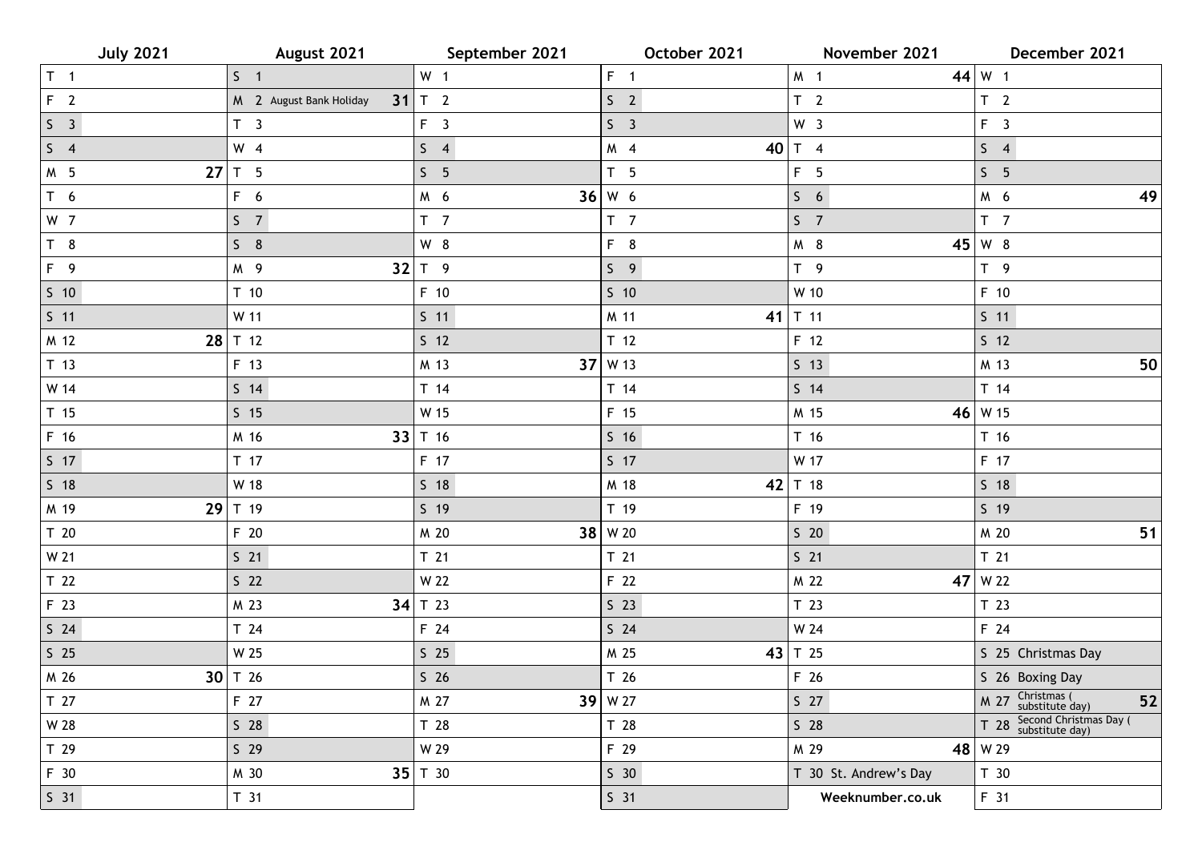| July 2021 | | August 2021 | | September 2021 | | October 2021 | | November 2021 | | December 2021 | |
|---|---|---|---|---|---|---|---|---|---|---|---|
| T 1 | | S 1 | | W 1 | | F 1 | | M 1 | 44 | W 1 | |
| F 2 | | M 2 August Bank Holiday | 31 | T 2 | | S 2 | | T 2 | | T 2 | |
| S 3 | | T 3 | | F 3 | | S 3 | | W 3 | | F 3 | |
| S 4 | | W 4 | | S 4 | | M 4 | 40 | T 4 | | S 4 | |
| M 5 | 27 | T 5 | | S 5 | | T 5 | | F 5 | | S 5 | |
| T 6 | | F 6 | | M 6 | 36 | W 6 | | S 6 | | M 6 | 49 |
| W 7 | | S 7 | | T 7 | | T 7 | | S 7 | | T 7 | |
| T 8 | | S 8 | | W 8 | | F 8 | | M 8 | 45 | W 8 | |
| F 9 | | M 9 | 32 | T 9 | | S 9 | | T 9 | | T 9 | |
| S 10 | | T 10 | | F 10 | | S 10 | | W 10 | | F 10 | |
| S 11 | | W 11 | | S 11 | | M 11 | 41 | T 11 | | S 11 | |
| M 12 | 28 | T 12 | | S 12 | | T 12 | | F 12 | | S 12 | |
| T 13 | | F 13 | | M 13 | 37 | W 13 | | S 13 | | M 13 | 50 |
| W 14 | | S 14 | | T 14 | | T 14 | | S 14 | | T 14 | |
| T 15 | | S 15 | | W 15 | | F 15 | | M 15 | 46 | W 15 | |
| F 16 | | M 16 | 33 | T 16 | | S 16 | | T 16 | | T 16 | |
| S 17 | | T 17 | | F 17 | | S 17 | | W 17 | | F 17 | |
| S 18 | | W 18 | | S 18 | | M 18 | 42 | T 18 | | S 18 | |
| M 19 | 29 | T 19 | | S 19 | | T 19 | | F 19 | | S 19 | |
| T 20 | | F 20 | | M 20 | 38 | W 20 | | S 20 | | M 20 | 51 |
| W 21 | | S 21 | | T 21 | | T 21 | | S 21 | | T 21 | |
| T 22 | | S 22 | | W 22 | | F 22 | | M 22 | 47 | W 22 | |
| F 23 | | M 23 | 34 | T 23 | | S 23 | | T 23 | | T 23 | |
| S 24 | | T 24 | | F 24 | | S 24 | | W 24 | | F 24 | |
| S 25 | | W 25 | | S 25 | | M 25 | 43 | T 25 | | S 25 Christmas Day | |
| M 26 | 30 | T 26 | | S 26 | | T 26 | | F 26 | | S 26 Boxing Day | |
| T 27 | | F 27 | | M 27 | 39 | W 27 | | S 27 | | M 27 Christmas ( substitute day) | 52 |
| W 28 | | S 28 | | T 28 | | T 28 | | S 28 | | T 28 Second Christmas Day ( substitute day) | |
| T 29 | | S 29 | | W 29 | | F 29 | | M 29 | 48 | W 29 | |
| F 30 | | M 30 | 35 | T 30 | | S 30 | | T 30 St. Andrew's Day | | T 30 | |
| S 31 | | T 31 | | | | S 31 | | | | F 31 | |

Weeknumber.co.uk